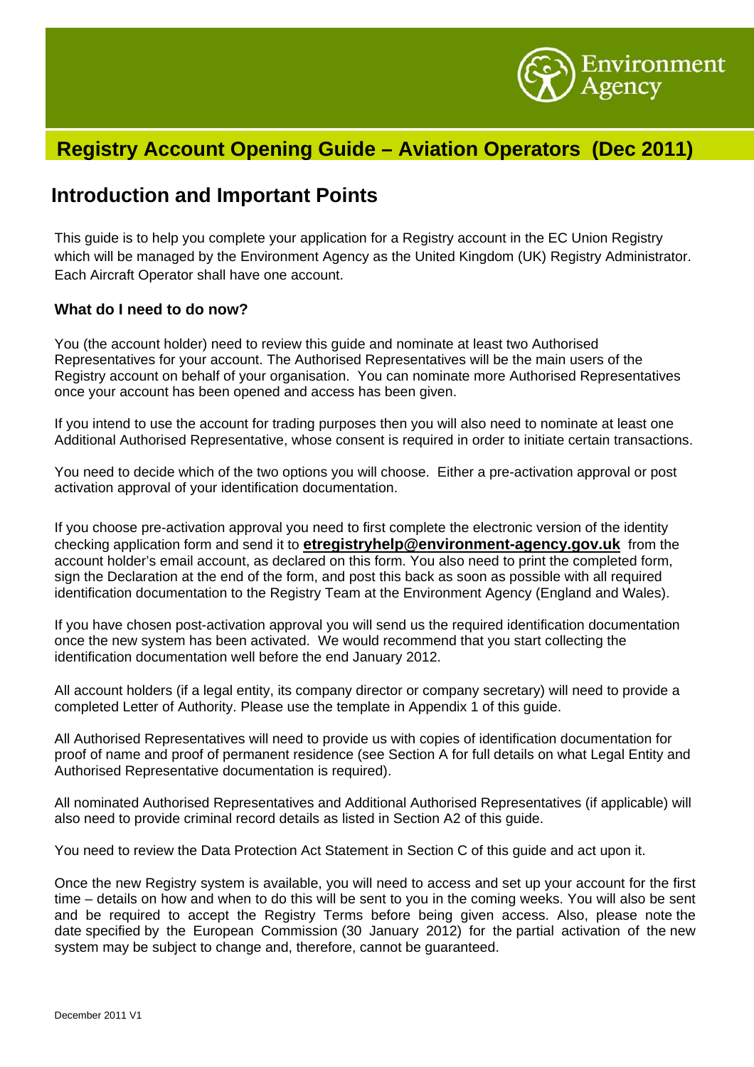# Registry Account Opening Guide – Aviation Operators (Dec 2011)

## Introduction and Important Points

This guide is to help you complete your application for a Registry account in the EC Union Registry which will be managed by the Environment Agency as the United Kingdom (UK) Registry Administrator. Each Aircraft Operator shall have one account.

### What do I need to do now?

You (the account holder) need to review this guide and nominate at least two Authorised Representatives for your account. The Authorised Representatives will be the main users of the Registry account on behalf of your organisation. You can nominate more Authorised Representatives once your account has been opened and access has been given.

If you intend to use the account for trading purposes then you will also need to nominate at least one Additional Authorised Representative, whose consent is required in order to initiate certain transactions.

You need to decide which of the two options you will choose. Either a pre-activation approval or post activation approval of your identification documentation.

If you choose pre-activation approval you need to first complete the electronic version of the identity checking application form and send it to **etregistryhelp@environment-agency.gov.uk** from the account holder's email account, as declared on this form. You also need to print the completed form, sign the Declaration at the end of the form, and post this back as soon as possible with all required identification documentation to the Registry Team at the Environment Agency (England and Wales).

If you have chosen post-activation approval you will send us the required identification documentation once the new system has been activated. We would recommend that you start collecting the identification documentation well before the end January 2012.

All account holders (if a legal entity, its company director or company secretary) will need to provide a completed Letter of Authority. Please use the template in Appendix 1 of this guide.

All Authorised Representatives will need to provide us with copies of identification documentation for proof of name and proof of permanent residence (see Section A for full details on what Legal Entity and Authorised Representative documentation is required).

All nominated Authorised Representatives and Additional Authorised Representatives (if applicable) will also need to provide criminal record details as listed in Section A2 of this guide.

You need to review the Data Protection Act Statement in Section C of this guide and act upon it.

Once the new Registry system is available, you will need to access and set up your account for the first time – details on how and when to do this will be sent to you in the coming weeks. You will also be sent and be required to accept the Registry Terms before being given access. Also, please note the date specified by the European Commission (30 January 2012) for the partial activation of the new system may be subject to change and, therefore, cannot be guaranteed.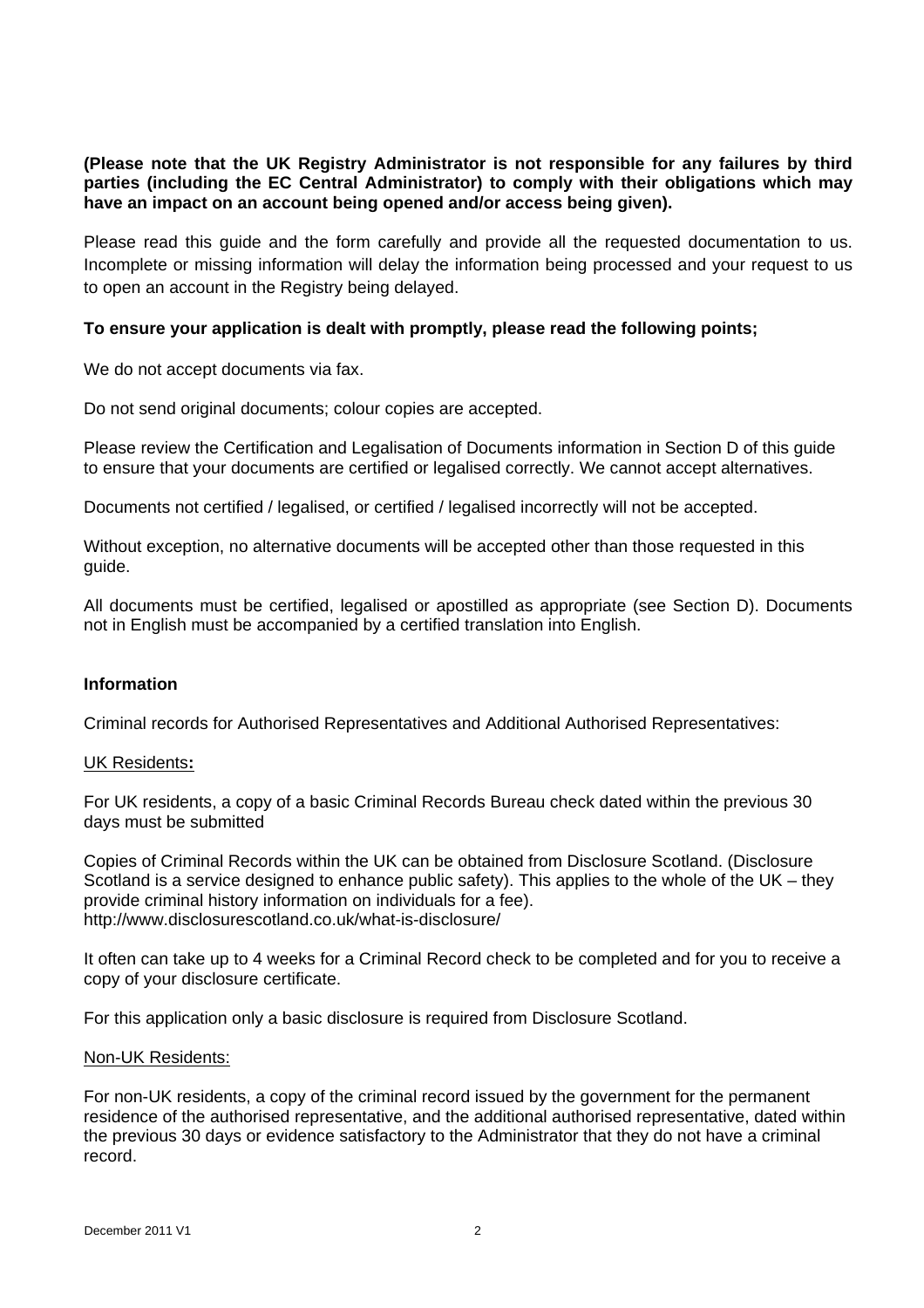**(Please note that the UK Registry Administrator is not responsible for any failures by third parties (including the EC Central Administrator) to comply with their obligations which may have an impact on an account being opened and/or access being given).**

Please read this guide and the form carefully and provide all the requested documentation to us. Incomplete or missing information will delay the information being processed and your request to us to open an account in the Registry being delayed.

**To ensure your application is dealt with promptly, please read the following points;**

We do not accept documents via fax.

Do not send original documents; colour copies are accepted.

Please review the Certification and Legalisation of Documents information in Section D of this guide to ensure that your documents are certified or legalised correctly. We cannot accept alternatives.

Documents not certified / legalised, or certified / legalised incorrectly will not be accepted.

Without exception, no alternative documents will be accepted other than those requested in this guide.

All documents must be certified, legalised or apostilled as appropriate (see Section D). Documents not in English must be accompanied by a certified translation into English.

**Information**

Criminal records for Authorised Representatives and Additional Authorised Representatives:

<u>UK Residents</u>**:**

For UK residents, a copy of a basic Criminal Records Bureau check dated within the previous 30 days must be submitted

Copies of Criminal Records within the UK can be obtained from Disclosure Scotland. (Disclosure Scotland is a service designed to enhance public safety). This applies to the whole of the UK – they provide criminal history information on individuals for a fee).
http://www.disclosurescotland.co.uk/what-is-disclosure/

It often can take up to 4 weeks for a Criminal Record check to be completed and for you to receive a copy of your disclosure certificate.

For this application only a basic disclosure is required from Disclosure Scotland.

<u>Non-UK Residents:</u>

For non-UK residents, a copy of the criminal record issued by the government for the permanent residence of the authorised representative, and the additional authorised representative, dated within the previous 30 days or evidence satisfactory to the Administrator that they do not have a criminal record.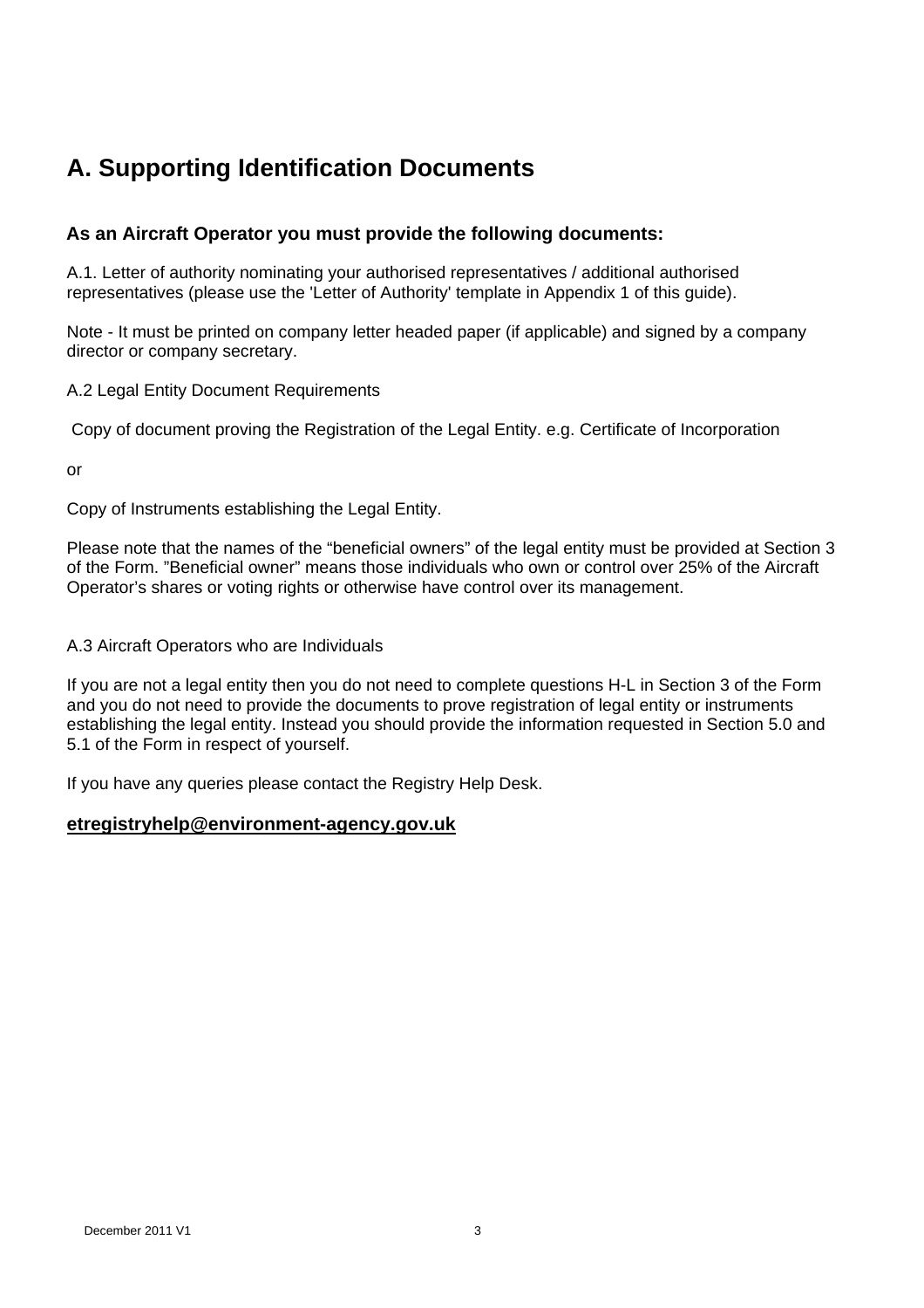# A. Supporting Identification Documents

### As an Aircraft Operator you must provide the following documents:

A.1. Letter of authority nominating your authorised representatives / additional authorised representatives (please use the 'Letter of Authority' template in Appendix 1 of this guide).

Note - It must be printed on company letter headed paper (if applicable) and signed by a company director or company secretary.

A.2 Legal Entity Document Requirements

Copy of document proving the Registration of the Legal Entity. e.g. Certificate of Incorporation

or

Copy of Instruments establishing the Legal Entity.

Please note that the names of the "beneficial owners" of the legal entity must be provided at Section 3 of the Form. "Beneficial owner" means those individuals who own or control over 25% of the Aircraft Operator's shares or voting rights or otherwise have control over its management.

A.3 Aircraft Operators who are Individuals

If you are not a legal entity then you do not need to complete questions H-L in Section 3 of the Form and you do not need to provide the documents to prove registration of legal entity or instruments establishing the legal entity. Instead you should provide the information requested in Section 5.0 and 5.1 of the Form in respect of yourself.

If you have any queries please contact the Registry Help Desk.

**etregistryhelp@environment-agency.gov.uk**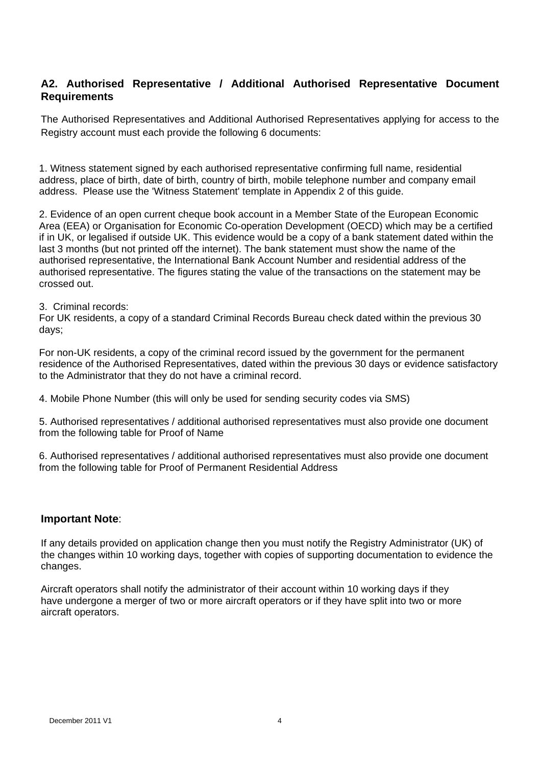## A2. Authorised Representative / Additional Authorised Representative Document Requirements

The Authorised Representatives and Additional Authorised Representatives applying for access to the Registry account must each provide the following 6 documents:

1. Witness statement signed by each authorised representative confirming full name, residential address, place of birth, date of birth, country of birth, mobile telephone number and company email address. Please use the 'Witness Statement' template in Appendix 2 of this guide.

2. Evidence of an open current cheque book account in a Member State of the European Economic Area (EEA) or Organisation for Economic Co-operation Development (OECD) which may be a certified if in UK, or legalised if outside UK. This evidence would be a copy of a bank statement dated within the last 3 months (but not printed off the internet). The bank statement must show the name of the authorised representative, the International Bank Account Number and residential address of the authorised representative. The figures stating the value of the transactions on the statement may be crossed out.

3. Criminal records:
For UK residents, a copy of a standard Criminal Records Bureau check dated within the previous 30 days;

For non-UK residents, a copy of the criminal record issued by the government for the permanent residence of the Authorised Representatives, dated within the previous 30 days or evidence satisfactory to the Administrator that they do not have a criminal record.

4. Mobile Phone Number (this will only be used for sending security codes via SMS)

5. Authorised representatives / additional authorised representatives must also provide one document from the following table for Proof of Name

6. Authorised representatives / additional authorised representatives must also provide one document from the following table for Proof of Permanent Residential Address

**Important Note**:

If any details provided on application change then you must notify the Registry Administrator (UK) of the changes within 10 working days, together with copies of supporting documentation to evidence the changes.

Aircraft operators shall notify the administrator of their account within 10 working days if they have undergone a merger of two or more aircraft operators or if they have split into two or more aircraft operators.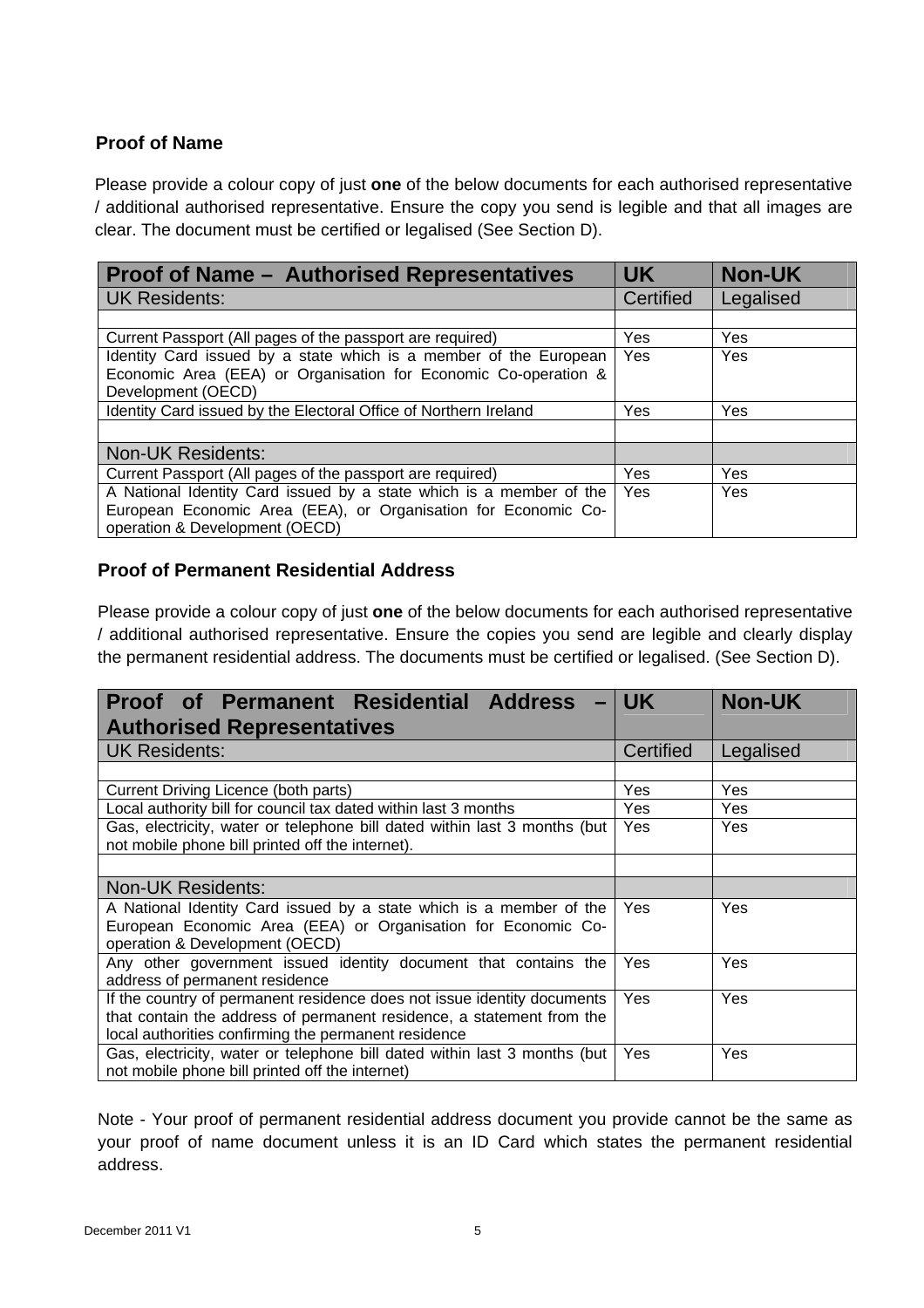### Proof of Name

Please provide a colour copy of just **one** of the below documents for each authorised representative / additional authorised representative. Ensure the copy you send is legible and that all images are clear. The document must be certified or legalised (See Section D).

| Proof of Name – Authorised Representatives | UK | Non-UK |
|---|---|---|
| UK Residents: | Certified | Legalised |
| | | |
| Current Passport (All pages of the passport are required) | Yes | Yes |
| Identity Card issued by a state which is a member of the European Economic Area (EEA) or Organisation for Economic Co-operation & Development (OECD) | Yes | Yes |
| Identity Card issued by the Electoral Office of Northern Ireland | Yes | Yes |
| | | |
| Non-UK Residents: | | |
| Current Passport (All pages of the passport are required) | Yes | Yes |
| A National Identity Card issued by a state which is a member of the European Economic Area (EEA), or Organisation for Economic Co-operation & Development (OECD) | Yes | Yes |

### Proof of Permanent Residential Address

Please provide a colour copy of just **one** of the below documents for each authorised representative / additional authorised representative. Ensure the copies you send are legible and clearly display the permanent residential address. The documents must be certified or legalised. (See Section D).

| Proof of Permanent Residential Address – Authorised Representatives | UK | Non-UK |
|---|---|---|
| UK Residents: | Certified | Legalised |
| | | |
| Current Driving Licence (both parts) | Yes | Yes |
| Local authority bill for council tax dated within last 3 months | Yes | Yes |
| Gas, electricity, water or telephone bill dated within last 3 months (but not mobile phone bill printed off the internet). | Yes | Yes |
| | | |
| Non-UK Residents: | | |
| A National Identity Card issued by a state which is a member of the European Economic Area (EEA) or Organisation for Economic Co-operation & Development (OECD) | Yes | Yes |
| Any other government issued identity document that contains the address of permanent residence | Yes | Yes |
| If the country of permanent residence does not issue identity documents that contain the address of permanent residence, a statement from the local authorities confirming the permanent residence | Yes | Yes |
| Gas, electricity, water or telephone bill dated within last 3 months (but not mobile phone bill printed off the internet) | Yes | Yes |

Note - Your proof of permanent residential address document you provide cannot be the same as your proof of name document unless it is an ID Card which states the permanent residential address.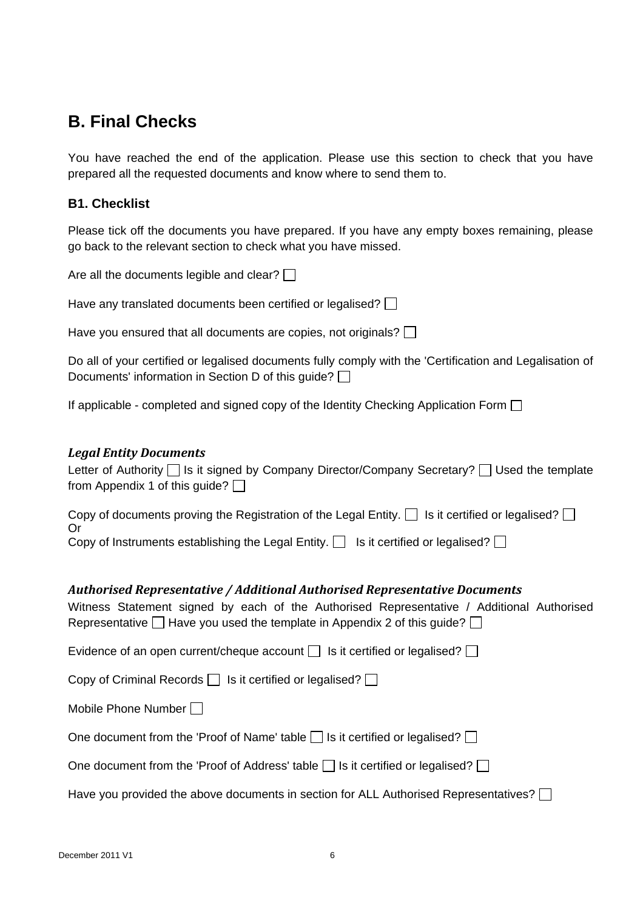## B. Final Checks

You have reached the end of the application. Please use this section to check that you have prepared all the requested documents and know where to send them to.

### B1. Checklist

Please tick off the documents you have prepared. If you have any empty boxes remaining, please go back to the relevant section to check what you have missed.

Are all the documents legible and clear? ☐

Have any translated documents been certified or legalised? ☐

Have you ensured that all documents are copies, not originals? ☐

Do all of your certified or legalised documents fully comply with the 'Certification and Legalisation of Documents' information in Section D of this guide? ☐

If applicable - completed and signed copy of the Identity Checking Application Form ☐

***Legal Entity Documents***

Letter of Authority ☐ Is it signed by Company Director/Company Secretary? ☐ Used the template from Appendix 1 of this guide? ☐

Copy of documents proving the Registration of the Legal Entity. ☐ Is it certified or legalised? ☐
Or
Copy of Instruments establishing the Legal Entity. ☐ Is it certified or legalised? ☐

***Authorised Representative / Additional Authorised Representative Documents***

Witness Statement signed by each of the Authorised Representative / Additional Authorised Representative ☐ Have you used the template in Appendix 2 of this guide? ☐

Evidence of an open current/cheque account ☐ Is it certified or legalised? ☐

Copy of Criminal Records ☐ Is it certified or legalised? ☐

Mobile Phone Number ☐

One document from the 'Proof of Name' table ☐ Is it certified or legalised? ☐

One document from the 'Proof of Address' table ☐ Is it certified or legalised? ☐

Have you provided the above documents in section for ALL Authorised Representatives? ☐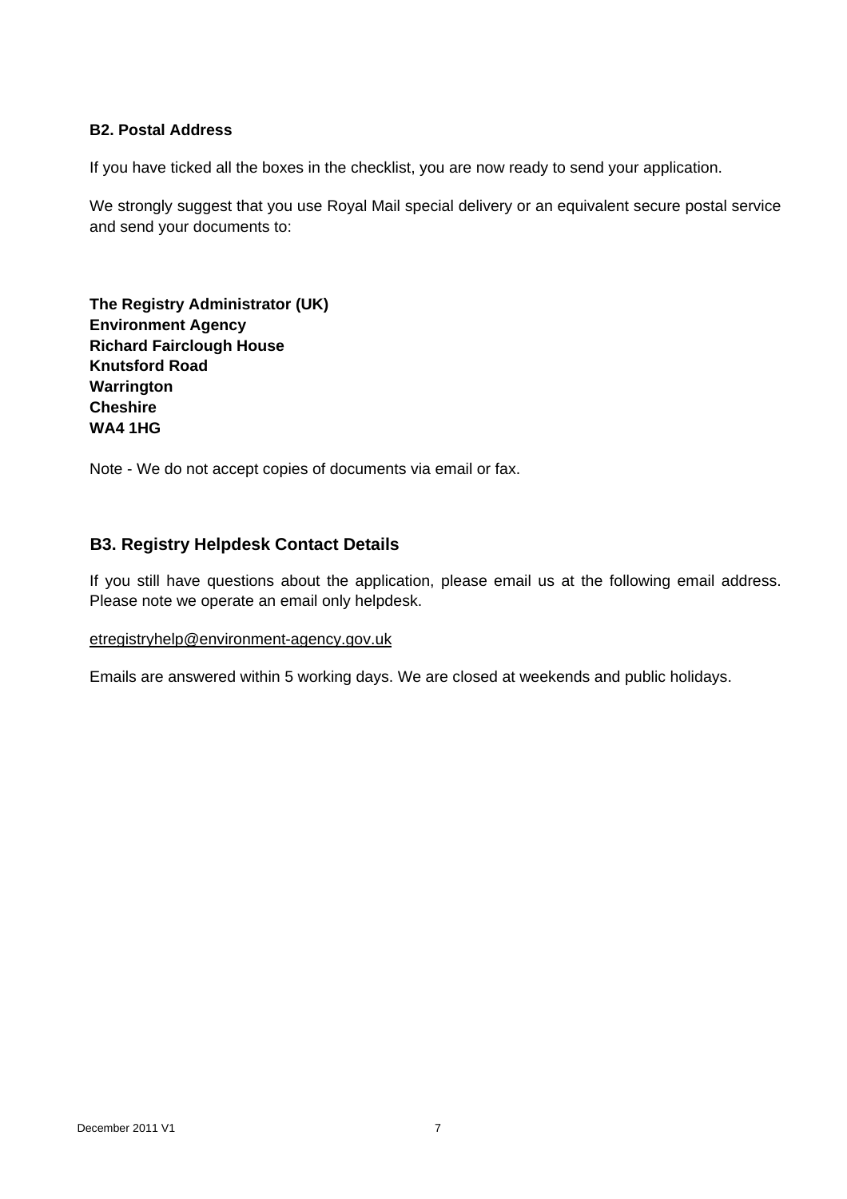### B2. Postal Address

If you have ticked all the boxes in the checklist, you are now ready to send your application.

We strongly suggest that you use Royal Mail special delivery or an equivalent secure postal service and send your documents to:

**The Registry Administrator (UK)**
**Environment Agency**
**Richard Fairclough House**
**Knutsford Road**
**Warrington**
**Cheshire**
**WA4 1HG**

Note - We do not accept copies of documents via email or fax.

### B3. Registry Helpdesk Contact Details

If you still have questions about the application, please email us at the following email address. Please note we operate an email only helpdesk.

etregistryhelp@environment-agency.gov.uk

Emails are answered within 5 working days. We are closed at weekends and public holidays.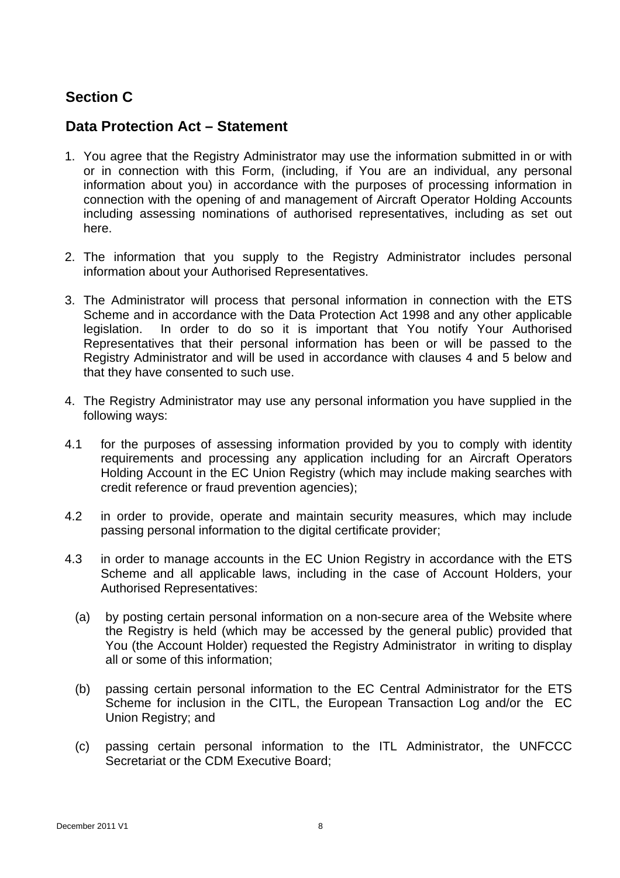## Section C

## Data Protection Act – Statement

1. You agree that the Registry Administrator may use the information submitted in or with or in connection with this Form, (including, if You are an individual, any personal information about you) in accordance with the purposes of processing information in connection with the opening of and management of Aircraft Operator Holding Accounts including assessing nominations of authorised representatives, including as set out here.

2. The information that you supply to the Registry Administrator includes personal information about your Authorised Representatives.

3. The Administrator will process that personal information in connection with the ETS Scheme and in accordance with the Data Protection Act 1998 and any other applicable legislation. In order to do so it is important that You notify Your Authorised Representatives that their personal information has been or will be passed to the Registry Administrator and will be used in accordance with clauses 4 and 5 below and that they have consented to such use.

4. The Registry Administrator may use any personal information you have supplied in the following ways:

4.1 for the purposes of assessing information provided by you to comply with identity requirements and processing any application including for an Aircraft Operators Holding Account in the EC Union Registry (which may include making searches with credit reference or fraud prevention agencies);

4.2 in order to provide, operate and maintain security measures, which may include passing personal information to the digital certificate provider;

4.3 in order to manage accounts in the EC Union Registry in accordance with the ETS Scheme and all applicable laws, including in the case of Account Holders, your Authorised Representatives:

(a) by posting certain personal information on a non-secure area of the Website where the Registry is held (which may be accessed by the general public) provided that You (the Account Holder) requested the Registry Administrator in writing to display all or some of this information;

(b) passing certain personal information to the EC Central Administrator for the ETS Scheme for inclusion in the CITL, the European Transaction Log and/or the EC Union Registry; and

(c) passing certain personal information to the ITL Administrator, the UNFCCC Secretariat or the CDM Executive Board;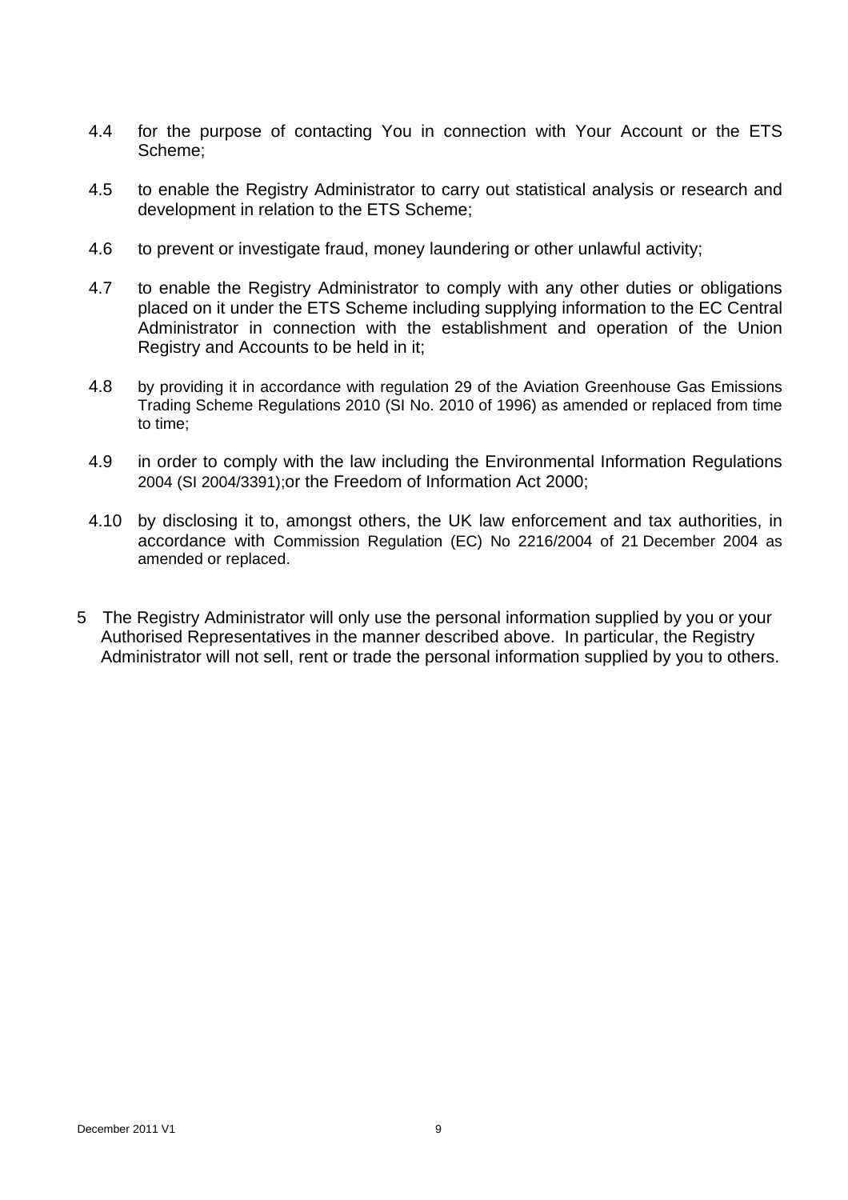4.4 for the purpose of contacting You in connection with Your Account or the ETS Scheme;

4.5 to enable the Registry Administrator to carry out statistical analysis or research and development in relation to the ETS Scheme;

4.6 to prevent or investigate fraud, money laundering or other unlawful activity;

4.7 to enable the Registry Administrator to comply with any other duties or obligations placed on it under the ETS Scheme including supplying information to the EC Central Administrator in connection with the establishment and operation of the Union Registry and Accounts to be held in it;

4.8 by providing it in accordance with regulation 29 of the Aviation Greenhouse Gas Emissions Trading Scheme Regulations 2010 (SI No. 2010 of 1996) as amended or replaced from time to time;

4.9 in order to comply with the law including the Environmental Information Regulations 2004 (SI 2004/3391);or the Freedom of Information Act 2000;

4.10 by disclosing it to, amongst others, the UK law enforcement and tax authorities, in accordance with Commission Regulation (EC) No 2216/2004 of 21 December 2004 as amended or replaced.

5 The Registry Administrator will only use the personal information supplied by you or your Authorised Representatives in the manner described above. In particular, the Registry Administrator will not sell, rent or trade the personal information supplied by you to others.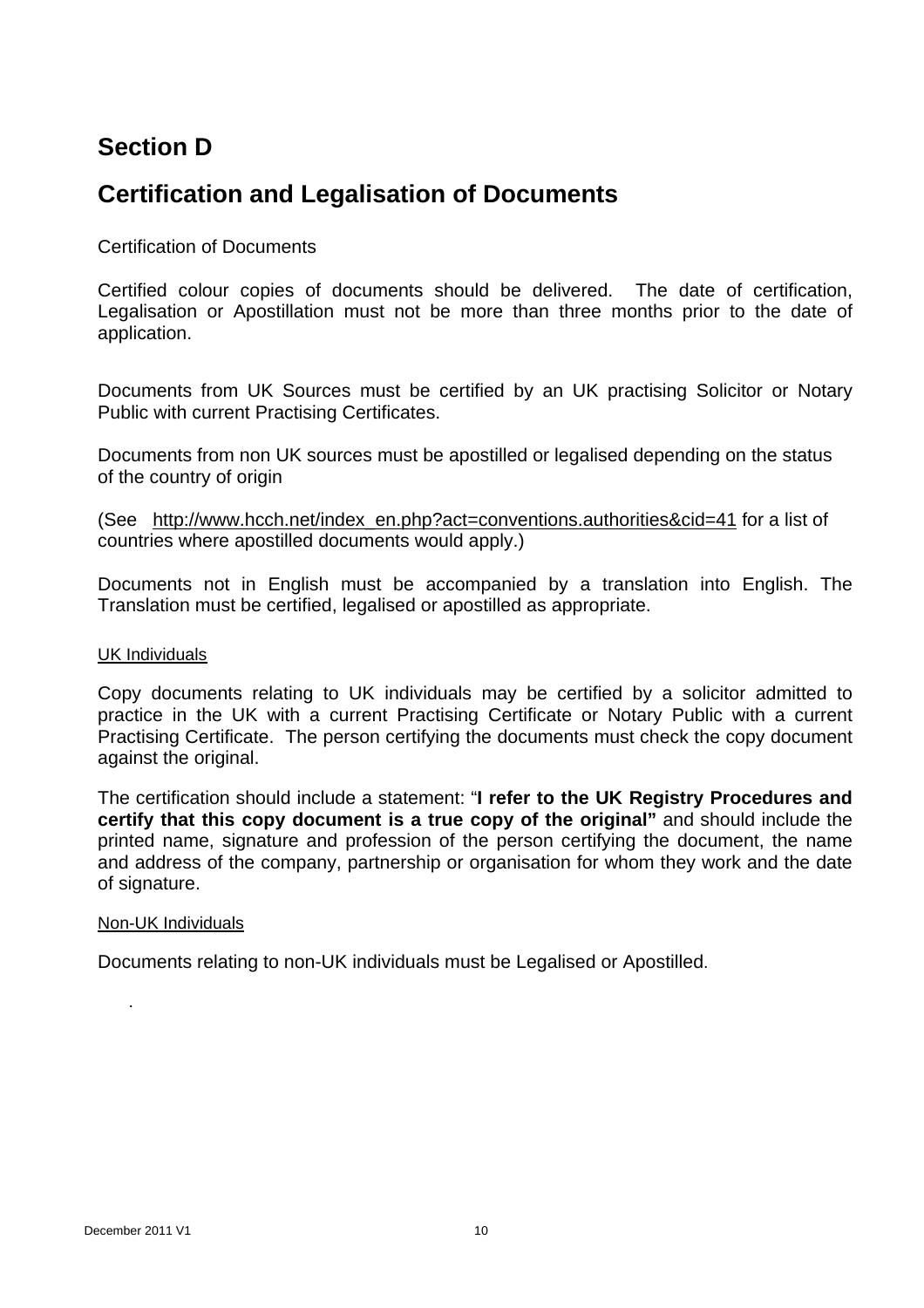## Section D

## Certification and Legalisation of Documents

Certification of Documents

Certified colour copies of documents should be delivered. The date of certification, Legalisation or Apostillation must not be more than three months prior to the date of application.

Documents from UK Sources must be certified by an UK practising Solicitor or Notary Public with current Practising Certificates.

Documents from non UK sources must be apostilled or legalised depending on the status of the country of origin

(See http://www.hcch.net/index_en.php?act=conventions.authorities&cid=41 for a list of countries where apostilled documents would apply.)

Documents not in English must be accompanied by a translation into English. The Translation must be certified, legalised or apostilled as appropriate.

UK Individuals

Copy documents relating to UK individuals may be certified by a solicitor admitted to practice in the UK with a current Practising Certificate or Notary Public with a current Practising Certificate. The person certifying the documents must check the copy document against the original.

The certification should include a statement: "**I refer to the UK Registry Procedures and certify that this copy document is a true copy of the original"** and should include the printed name, signature and profession of the person certifying the document, the name and address of the company, partnership or organisation for whom they work and the date of signature.

Non-UK Individuals

Documents relating to non-UK individuals must be Legalised or Apostilled.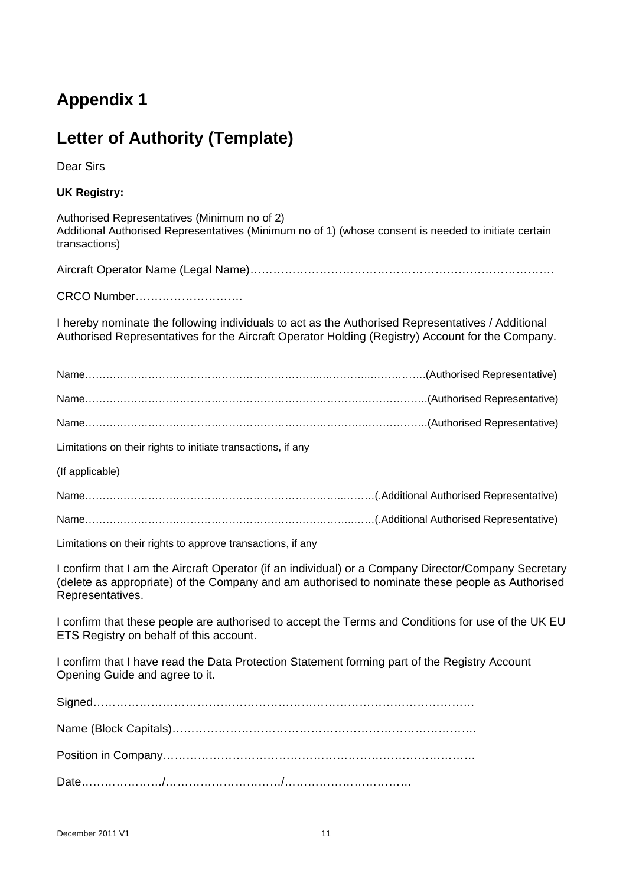# Appendix 1

# Letter of Authority (Template)

Dear Sirs

**UK Registry:**

Authorised Representatives (Minimum no of 2)
Additional Authorised Representatives (Minimum no of 1) (whose consent is needed to initiate certain transactions)

Aircraft Operator Name (Legal Name)……………………………………………………………………….

CRCO Number……………………….

I hereby nominate the following individuals to act as the Authorised Representatives / Additional Authorised Representatives for the Aircraft Operator Holding (Registry) Account for the Company.

Name……………………………………………………………..…………..……………..(Authorised Representative)

Name……………………………………………………………………….……………..(Authorised Representative)

Name……………………………………………………………………….……………..(Authorised Representative)

Limitations on their rights to initiate transactions, if any

(If applicable)

Name…………………………………………………………………..…….(.Additional Authorised Representative)

Name…………………………………………………………………..…….(.Additional Authorised Representative)

Limitations on their rights to approve transactions, if any

I confirm that I am the Aircraft Operator (if an individual) or a Company Director/Company Secretary (delete as appropriate) of the Company and am authorised to nominate these people as Authorised Representatives.

I confirm that these people are authorised to accept the Terms and Conditions for use of the UK EU ETS Registry on behalf of this account.

I confirm that I have read the Data Protection Statement forming part of the Registry Account Opening Guide and agree to it.

Signed……………………………………………………………………………………

Name (Block Capitals)………………………………………………………………….

Position in Company……………………………………………………………………

Date…………………/…………………………/……………………………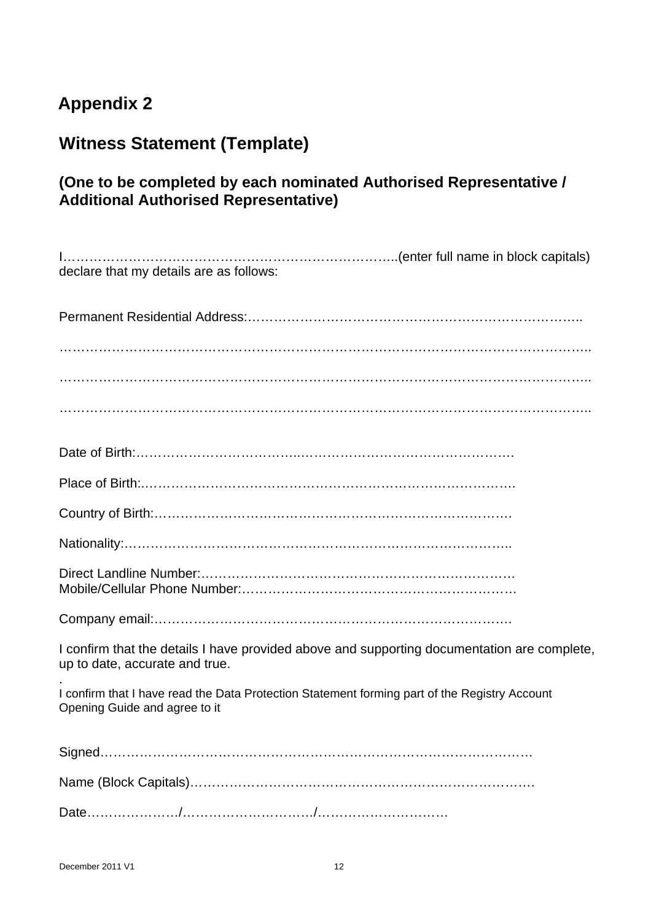## Appendix 2

## Witness Statement (Template)

### (One to be completed by each nominated Authorised Representative / Additional Authorised Representative)

I…………………………………………………………………..(enter full name in block capitals) declare that my details are as follows:

Permanent Residential Address:…………………………………………………………………..

……………………………………………………………………………………………………….

……………………………………………………………………………………………………….

……………………………………………………………………………………………………….

Date of Birth:…………………………………………………………………………….

Place of Birth:…………………………………………………………………………….

Country of Birth:………………………………………………………………………….

Nationality:………………………………………………………………………………..

Direct Landline Number:…………………………………………………………………
Mobile/Cellular Phone Number:…………………………………………………………

Company email:…………………………………………………………………………….

I confirm that the details I have provided above and supporting documentation are complete, up to date, accurate and true.

.
I confirm that I have read the Data Protection Statement forming part of the Registry Account Opening Guide and agree to it

Signed………………………………………………………………………………………

Name (Block Capitals)…………………………………………………………………….

Date…………………/…………………………/…………………………

December 2011 V1